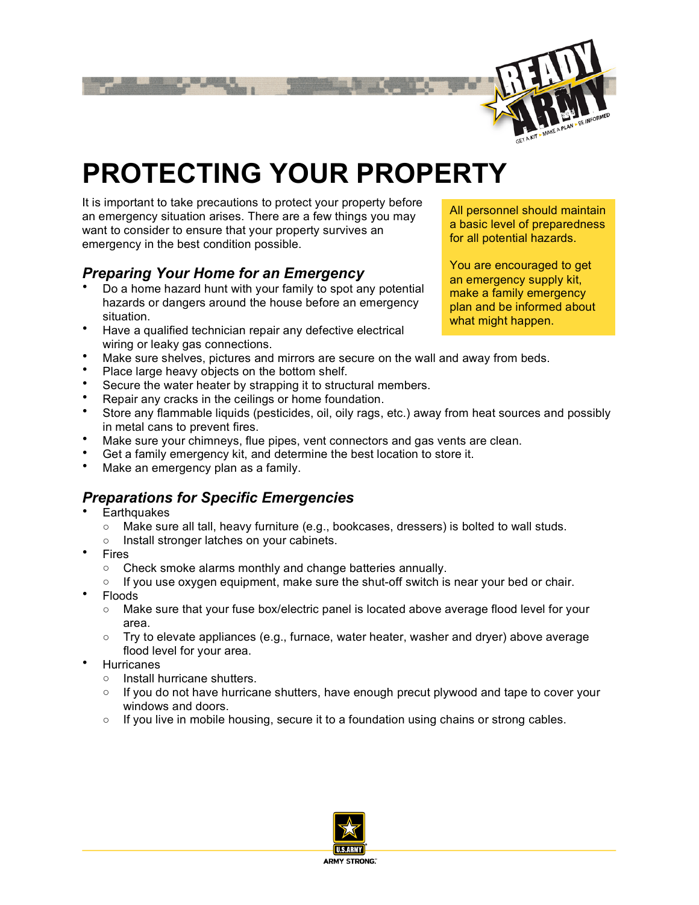# PROTECTING YOUR PROPERTY

It is important to take precautions to protect your property before an emergency situation arises. There are a few things you may want to consider to ensure that your property survives an emergency in the best condition possible.

All personnel should maintain a basic level of preparedness for all potential hazards.

You are encouraged to get an emergency supply kit, make a family emergency plan and be informed about what might happen.

## *Preparing Your Home for an Emergency*

- Do a home hazard hunt with your family to spot any potential hazards or dangers around the house before an emergency situation.
- Have a qualified technician repair any defective electrical wiring or leaky gas connections.
- Make sure shelves, pictures and mirrors are secure on the wall and away from beds.
- Place large heavy objects on the bottom shelf.
- Secure the water heater by strapping it to structural members.
- Repair any cracks in the ceilings or home foundation.
- Store any flammable liquids (pesticides, oil, oily rags, etc.) away from heat sources and possibly in metal cans to prevent fires.
- Make sure your chimneys, flue pipes, vent connectors and gas vents are clean.
- Get a family emergency kit, and determine the best location to store it.
- Make an emergency plan as a family.

## *Preparations for Specific Emergencies*

- Earthquakes
  - Make sure all tall, heavy furniture (e.g., bookcases, dressers) is bolted to wall studs.
  - Install stronger latches on your cabinets.
- Fires
  - Check smoke alarms monthly and change batteries annually.
  - If you use oxygen equipment, make sure the shut-off switch is near your bed or chair.
- Floods
  - Make sure that your fuse box/electric panel is located above average flood level for your area.
  - Try to elevate appliances (e.g., furnace, water heater, washer and dryer) above average flood level for your area.
- Hurricanes
  - Install hurricane shutters.
  - If you do not have hurricane shutters, have enough precut plywood and tape to cover your windows and doors.
  - If you live in mobile housing, secure it to a foundation using chains or strong cables.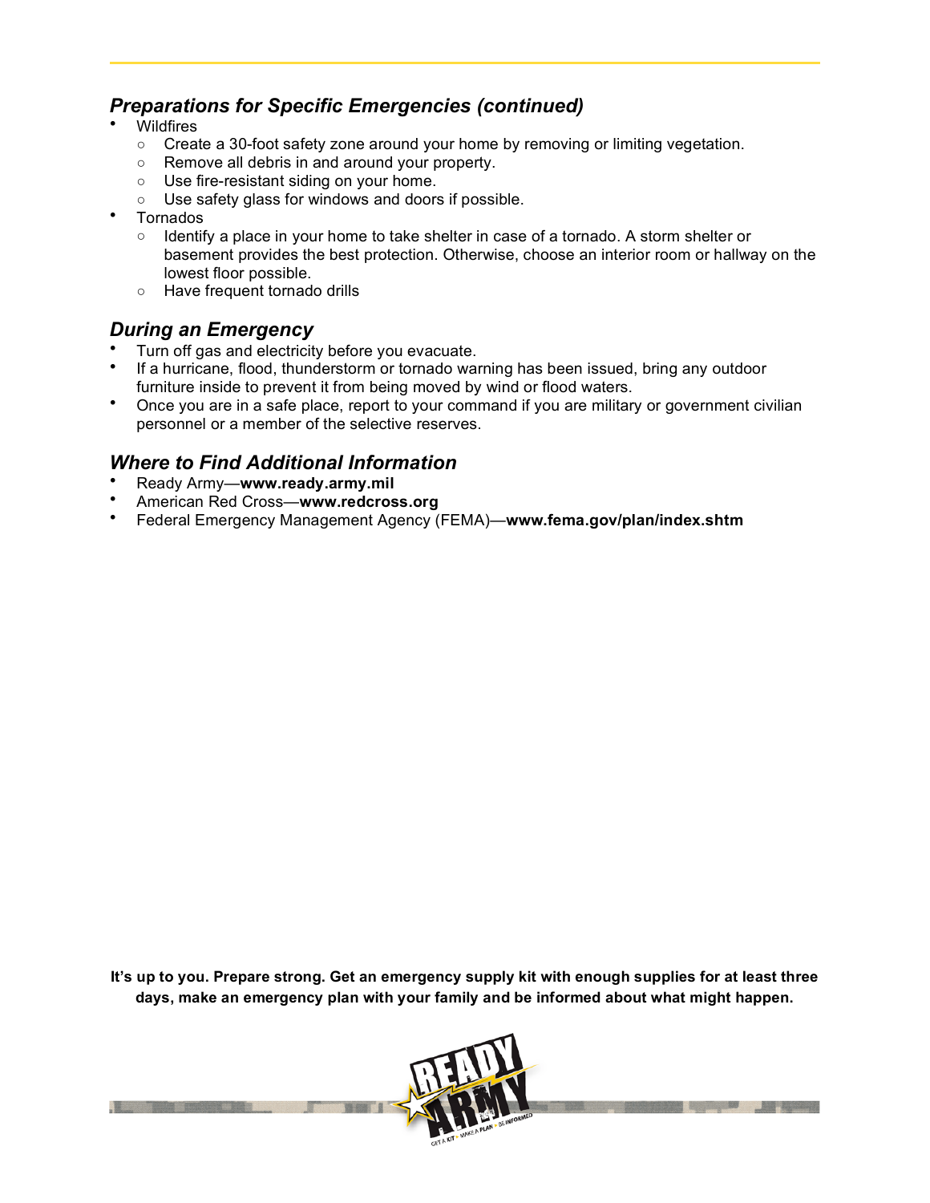## *Preparations for Specific Emergencies (continued)*

- Wildfires
  - Create a 30-foot safety zone around your home by removing or limiting vegetation.
  - Remove all debris in and around your property.
  - Use fire-resistant siding on your home.
  - Use safety glass for windows and doors if possible.
- Tornados
  - Identify a place in your home to take shelter in case of a tornado. A storm shelter or basement provides the best protection. Otherwise, choose an interior room or hallway on the lowest floor possible.
  - Have frequent tornado drills

## *During an Emergency*

- Turn off gas and electricity before you evacuate.
- If a hurricane, flood, thunderstorm or tornado warning has been issued, bring any outdoor furniture inside to prevent it from being moved by wind or flood waters.
- Once you are in a safe place, report to your command if you are military or government civilian personnel or a member of the selective reserves.

## *Where to Find Additional Information*

- Ready Army—**www.ready.army.mil**
- American Red Cross—**www.redcross.org**
- Federal Emergency Management Agency (FEMA)—**www.fema.gov/plan/index.shtm**

**It's up to you. Prepare strong. Get an emergency supply kit with enough supplies for at least three days, make an emergency plan with your family and be informed about what might happen.**